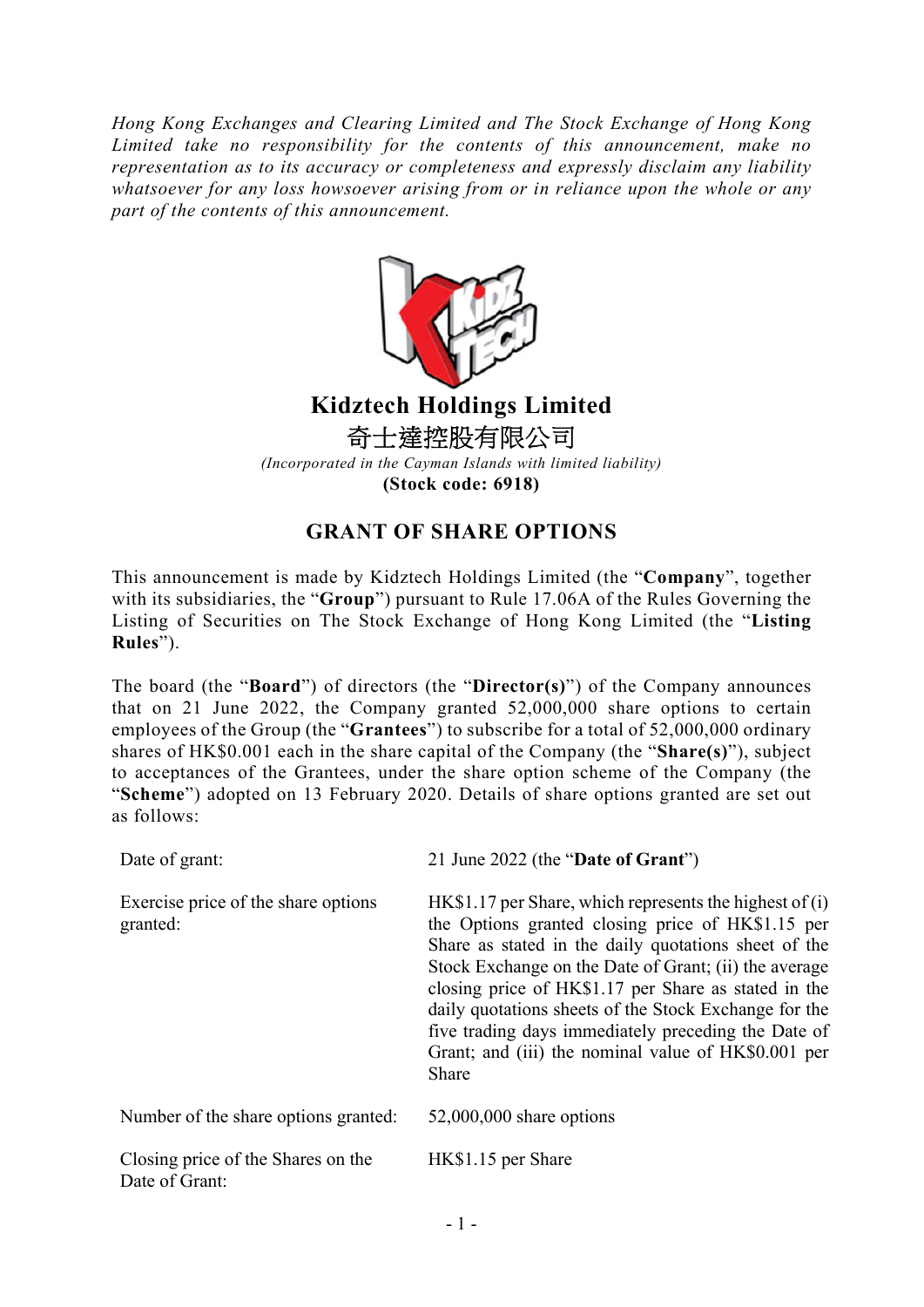*Hong Kong Exchanges and Clearing Limited and The Stock Exchange of Hong Kong Limited take no responsibility for the contents of this announcement, make no representation as to its accuracy or completeness and expressly disclaim any liability whatsoever for any loss howsoever arising from or in reliance upon the whole or any part of the contents of this announcement.*

# Kidztech Holdings Limited
# 奇士達控股有限公司

*(Incorporated in the Cayman Islands with limited liability)*

**(Stock code: 6918)**

## GRANT OF SHARE OPTIONS

This announcement is made by Kidztech Holdings Limited (the "**Company**", together with its subsidiaries, the "**Group**") pursuant to Rule 17.06A of the Rules Governing the Listing of Securities on The Stock Exchange of Hong Kong Limited (the "**Listing Rules**").

The board (the "**Board**") of directors (the "**Director(s)**") of the Company announces that on 21 June 2022, the Company granted 52,000,000 share options to certain employees of the Group (the "**Grantees**") to subscribe for a total of 52,000,000 ordinary shares of HK$0.001 each in the share capital of the Company (the "**Share(s)**"), subject to acceptances of the Grantees, under the share option scheme of the Company (the "**Scheme**") adopted on 13 February 2020. Details of share options granted are set out as follows:

| | |
|---|---|
| Date of grant: | 21 June 2022 (the "**Date of Grant**") |
| Exercise price of the share options granted: | HK$1.17 per Share, which represents the highest of (i) the Options granted closing price of HK$1.15 per Share as stated in the daily quotations sheet of the Stock Exchange on the Date of Grant; (ii) the average closing price of HK$1.17 per Share as stated in the daily quotations sheets of the Stock Exchange for the five trading days immediately preceding the Date of Grant; and (iii) the nominal value of HK$0.001 per Share |
| Number of the share options granted: | 52,000,000 share options |
| Closing price of the Shares on the Date of Grant: | HK$1.15 per Share |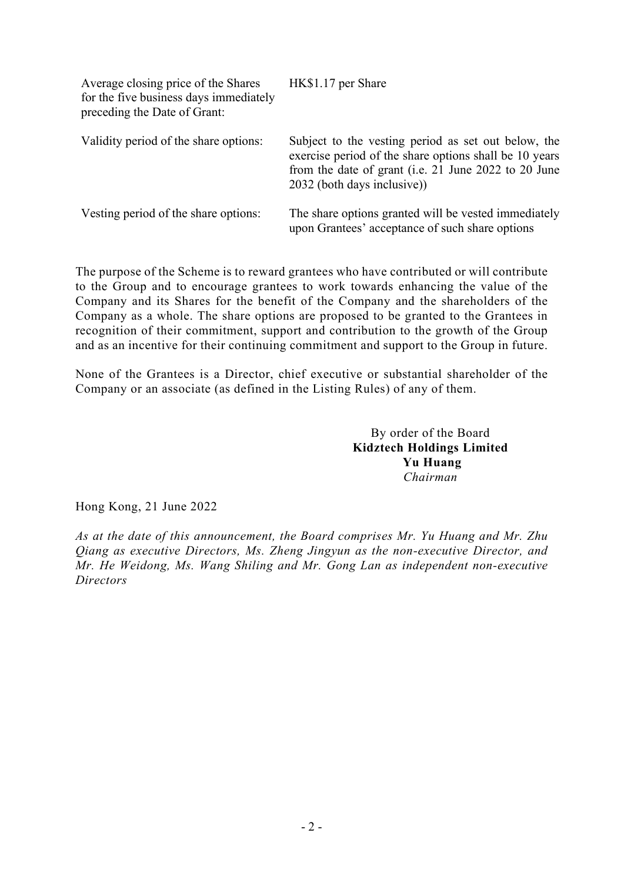| | |
|---|---|
| Average closing price of the Shares for the five business days immediately preceding the Date of Grant: | HK$1.17 per Share |
| Validity period of the share options: | Subject to the vesting period as set out below, the exercise period of the share options shall be 10 years from the date of grant (i.e. 21 June 2022 to 20 June 2032 (both days inclusive)) |
| Vesting period of the share options: | The share options granted will be vested immediately upon Grantees' acceptance of such share options |

The purpose of the Scheme is to reward grantees who have contributed or will contribute to the Group and to encourage grantees to work towards enhancing the value of the Company and its Shares for the benefit of the Company and the shareholders of the Company as a whole. The share options are proposed to be granted to the Grantees in recognition of their commitment, support and contribution to the growth of the Group and as an incentive for their continuing commitment and support to the Group in future.

None of the Grantees is a Director, chief executive or substantial shareholder of the Company or an associate (as defined in the Listing Rules) of any of them.

By order of the Board
**Kidztech Holdings Limited**
**Yu Huang**
*Chairman*

Hong Kong, 21 June 2022

*As at the date of this announcement, the Board comprises Mr. Yu Huang and Mr. Zhu Qiang as executive Directors, Ms. Zheng Jingyun as the non-executive Director, and Mr. He Weidong, Ms. Wang Shiling and Mr. Gong Lan as independent non-executive Directors*